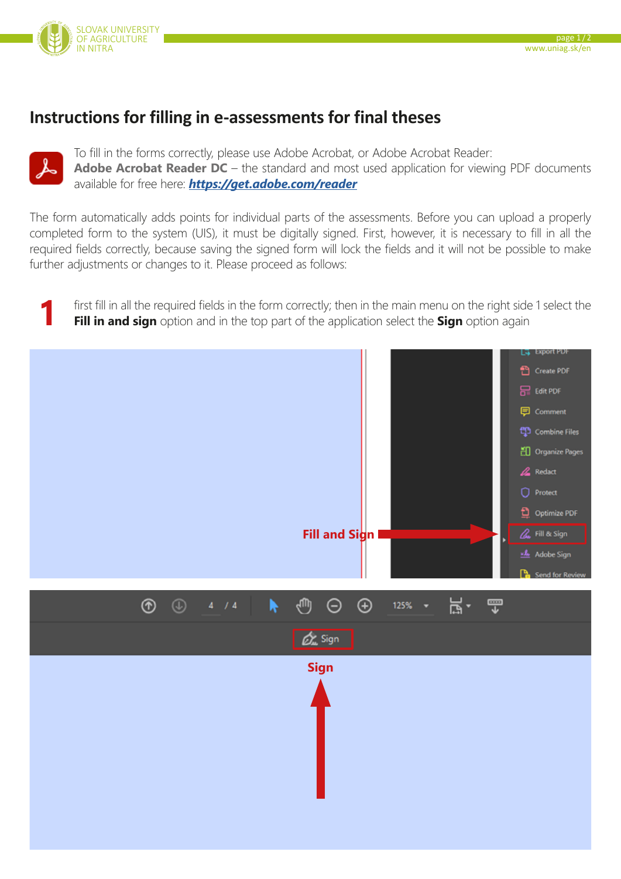# Instructions for filling in e-assessments for final theses

To fill in the forms correctly, please use Adobe Acrobat, or Adobe Acrobat Reader:
**Adobe Acrobat Reader DC** – the standard and most used application for viewing PDF documents available for free here: ***https://get.adobe.com/reader***

The form automatically adds points for individual parts of the assessments. Before you can upload a properly completed form to the system (UIS), it must be digitally signed. First, however, it is necessary to fill in all the required fields correctly, because saving the signed form will lock the fields and it will not be possible to make further adjustments or changes to it. Please proceed as follows:

**1** first fill in all the required fields in the form correctly; then in the main menu on the right side 1 select the **Fill in and sign** option and in the top part of the application select the **Sign** option again

Fill and Sign

Sign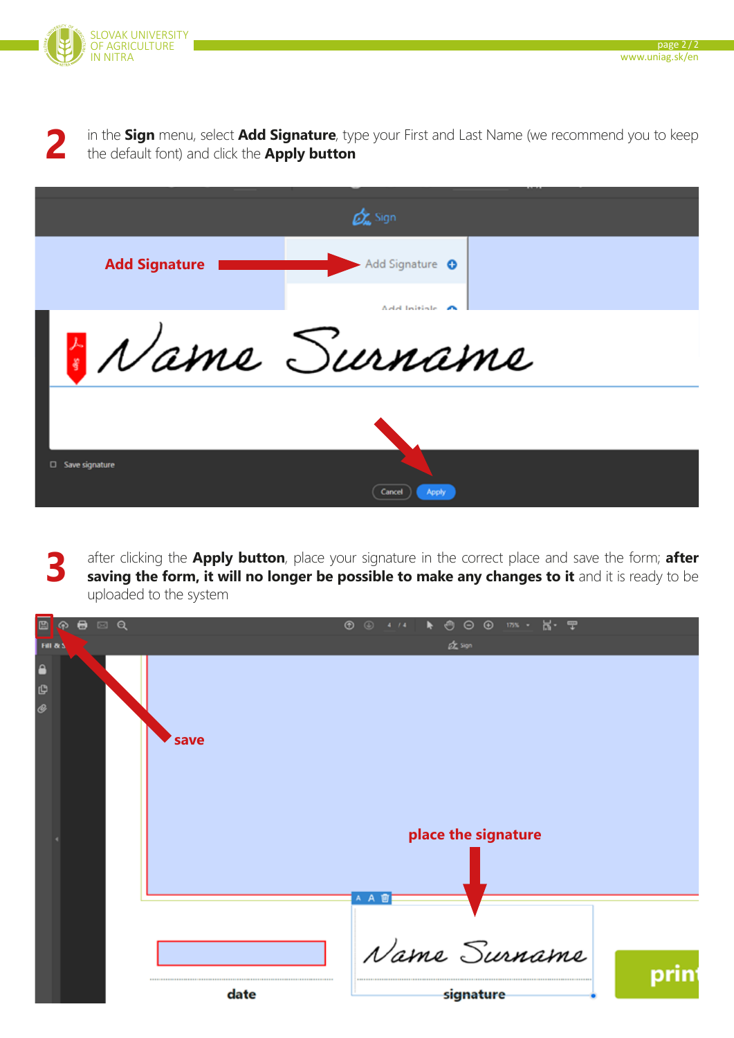**2** in the **Sign** menu, select **Add Signature**, type your First and Last Name (we recommend you to keep the default font) and click the **Apply button**

**3** after clicking the **Apply button**, place your signature in the correct place and save the form; **after saving the form, it will no longer be possible to make any changes to it** and it is ready to be uploaded to the system